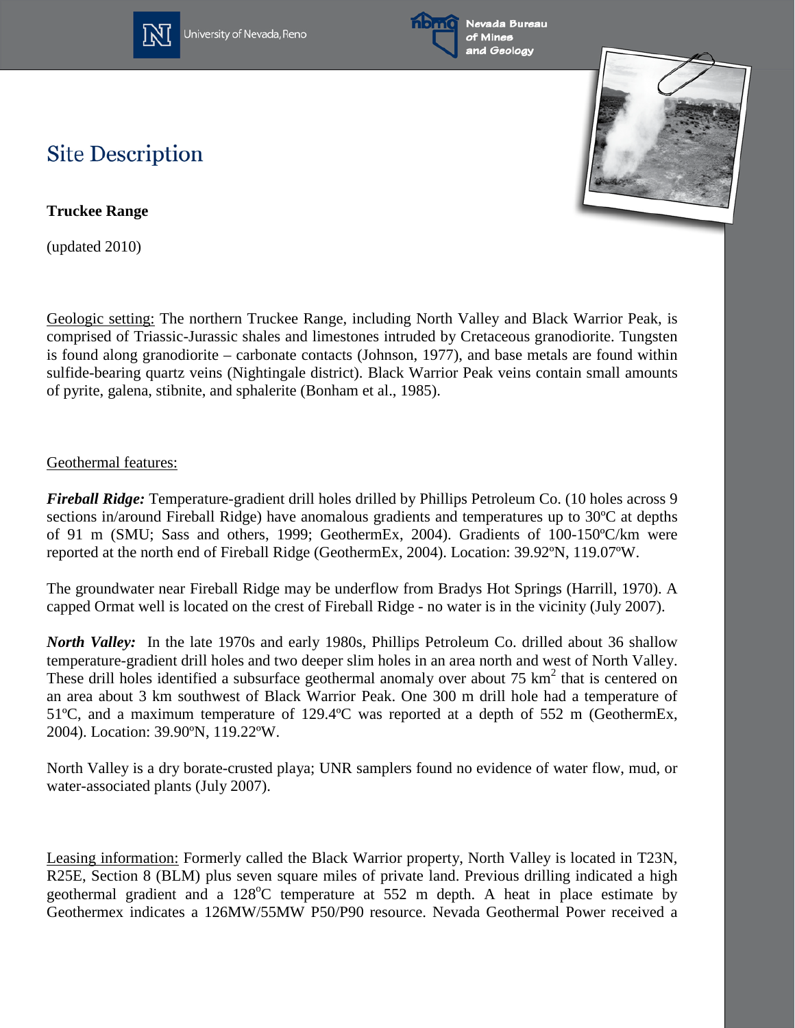# Site Description

**Truckee Range**

(updated 2010)

Geologic setting: The northern Truckee Range, including North Valley and Black Warrior Peak, is comprised of Triassic-Jurassic shales and limestones intruded by Cretaceous granodiorite. Tungsten is found along granodiorite – carbonate contacts (Johnson, 1977), and base metals are found within sulfide-bearing quartz veins (Nightingale district). Black Warrior Peak veins contain small amounts of pyrite, galena, stibnite, and sphalerite (Bonham et al., 1985).

Geothermal features:

***Fireball Ridge:*** Temperature-gradient drill holes drilled by Phillips Petroleum Co. (10 holes across 9 sections in/around Fireball Ridge) have anomalous gradients and temperatures up to 30ºC at depths of 91 m (SMU; Sass and others, 1999; GeothermEx, 2004). Gradients of 100-150ºC/km were reported at the north end of Fireball Ridge (GeothermEx, 2004). Location: 39.92ºN, 119.07ºW.

The groundwater near Fireball Ridge may be underflow from Bradys Hot Springs (Harrill, 1970). A capped Ormat well is located on the crest of Fireball Ridge - no water is in the vicinity (July 2007).

***North Valley:*** In the late 1970s and early 1980s, Phillips Petroleum Co. drilled about 36 shallow temperature-gradient drill holes and two deeper slim holes in an area north and west of North Valley. These drill holes identified a subsurface geothermal anomaly over about 75 km$^2$ that is centered on an area about 3 km southwest of Black Warrior Peak. One 300 m drill hole had a temperature of 51ºC, and a maximum temperature of 129.4ºC was reported at a depth of 552 m (GeothermEx, 2004). Location: 39.90ºN, 119.22ºW.

North Valley is a dry borate-crusted playa; UNR samplers found no evidence of water flow, mud, or water-associated plants (July 2007).

Leasing information: Formerly called the Black Warrior property, North Valley is located in T23N, R25E, Section 8 (BLM) plus seven square miles of private land. Previous drilling indicated a high geothermal gradient and a 128$^{o}$C temperature at 552 m depth. A heat in place estimate by Geothermex indicates a 126MW/55MW P50/P90 resource. Nevada Geothermal Power received a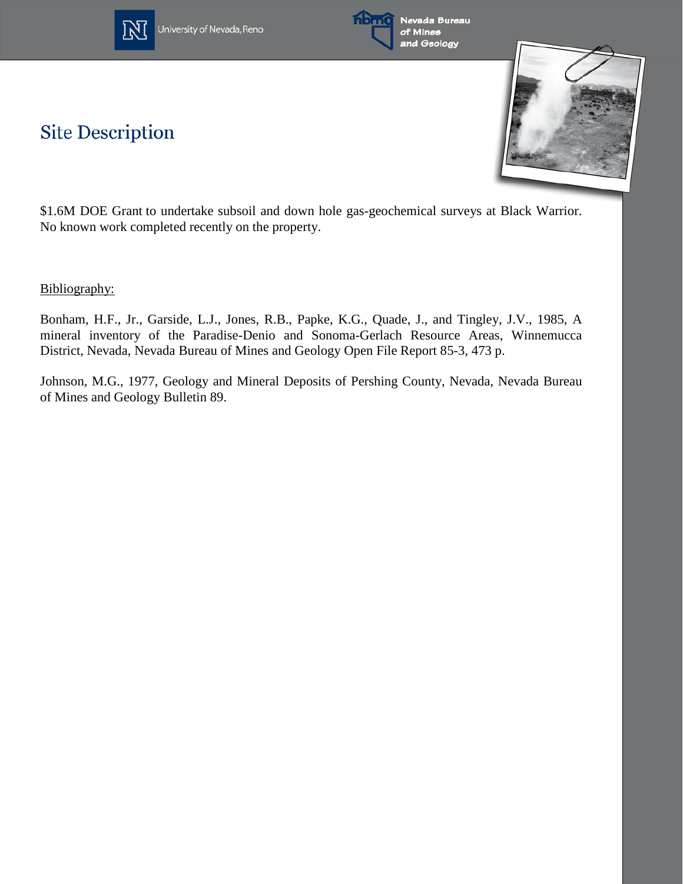# Site Description

$1.6M DOE Grant to undertake subsoil and down hole gas-geochemical surveys at Black Warrior. No known work completed recently on the property.

Bibliography:

Bonham, H.F., Jr., Garside, L.J., Jones, R.B., Papke, K.G., Quade, J., and Tingley, J.V., 1985, A mineral inventory of the Paradise-Denio and Sonoma-Gerlach Resource Areas, Winnemucca District, Nevada, Nevada Bureau of Mines and Geology Open File Report 85-3, 473 p.

Johnson, M.G., 1977, Geology and Mineral Deposits of Pershing County, Nevada, Nevada Bureau of Mines and Geology Bulletin 89.